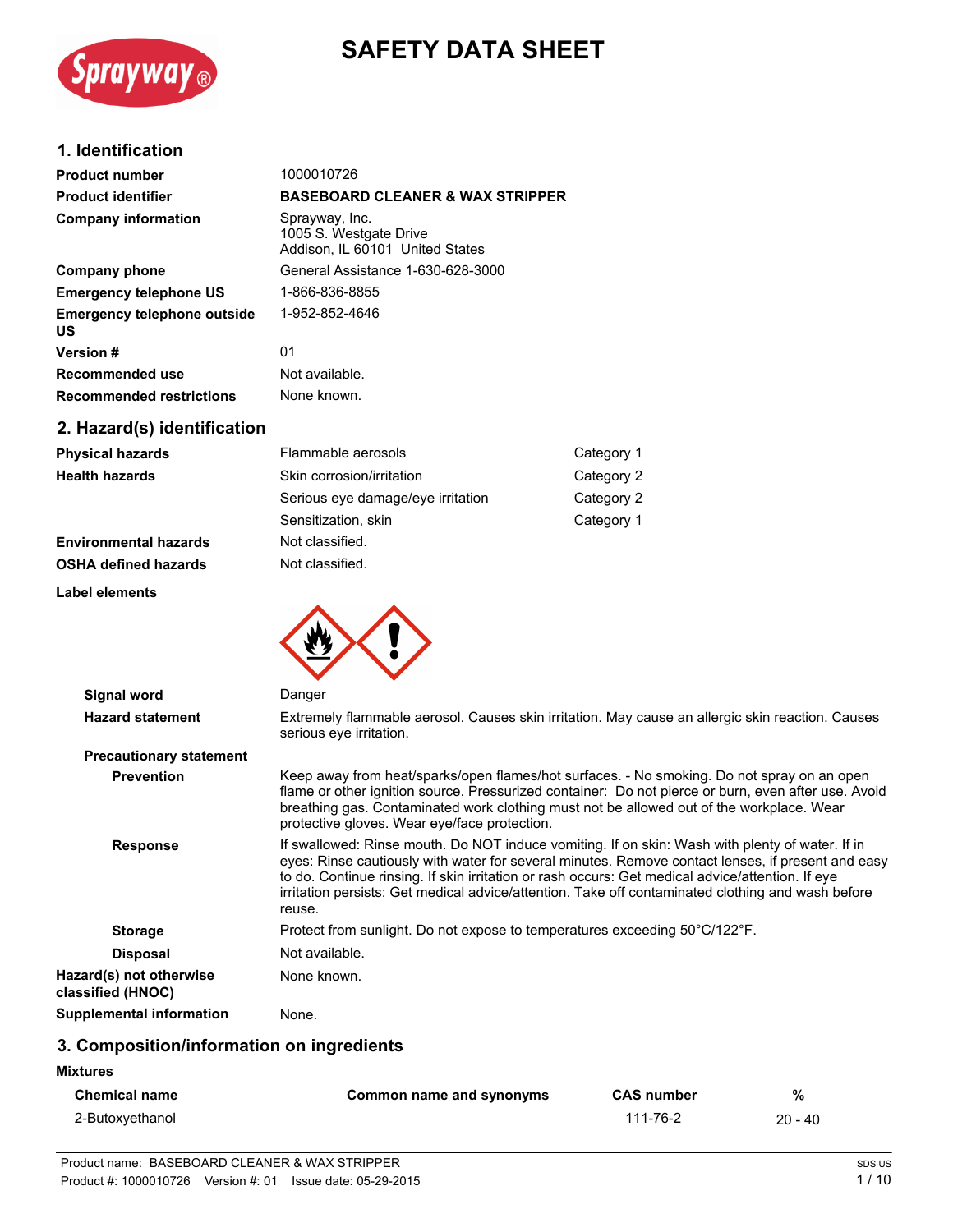# SAFETY DATA SHEET

## 1. Identification

| | |
|---|---|
| **Product number** | 1000010726 |
| **Product identifier** | **BASEBOARD CLEANER & WAX STRIPPER** |
| **Company information** | Sprayway, Inc.<br>1005 S. Westgate Drive<br>Addison, IL 60101 United States |
| **Company phone** | General Assistance 1-630-628-3000 |
| **Emergency telephone US** | 1-866-836-8855 |
| **Emergency telephone outside US** | 1-952-852-4646 |
| **Version #** | 01 |
| **Recommended use** | Not available. |
| **Recommended restrictions** | None known. |

## 2. Hazard(s) identification

| | | |
|---|---|---|
| **Physical hazards** | Flammable aerosols | Category 1 |
| **Health hazards** | Skin corrosion/irritation | Category 2 |
| | Serious eye damage/eye irritation | Category 2 |
| | Sensitization, skin | Category 1 |
| **Environmental hazards** | Not classified. | |
| **OSHA defined hazards** | Not classified. | |

**Label elements**

**Signal word** Danger

**Hazard statement** Extremely flammable aerosol. Causes skin irritation. May cause an allergic skin reaction. Causes serious eye irritation.

**Precautionary statement**

**Prevention** Keep away from heat/sparks/open flames/hot surfaces. - No smoking. Do not spray on an open flame or other ignition source. Pressurized container: Do not pierce or burn, even after use. Avoid breathing gas. Contaminated work clothing must not be allowed out of the workplace. Wear protective gloves. Wear eye/face protection.

**Response** If swallowed: Rinse mouth. Do NOT induce vomiting. If on skin: Wash with plenty of water. If in eyes: Rinse cautiously with water for several minutes. Remove contact lenses, if present and easy to do. Continue rinsing. If skin irritation or rash occurs: Get medical advice/attention. If eye irritation persists: Get medical advice/attention. Take off contaminated clothing and wash before reuse.

**Storage** Protect from sunlight. Do not expose to temperatures exceeding 50°C/122°F.

**Disposal** Not available.

**Hazard(s) not otherwise classified (HNOC)** None known.

**Supplemental information** None.

## 3. Composition/information on ingredients

**Mixtures**

| Chemical name | Common name and synonyms | CAS number | % |
|---|---|---|---|
| 2-Butoxyethanol | | 111-76-2 | 20 - 40 |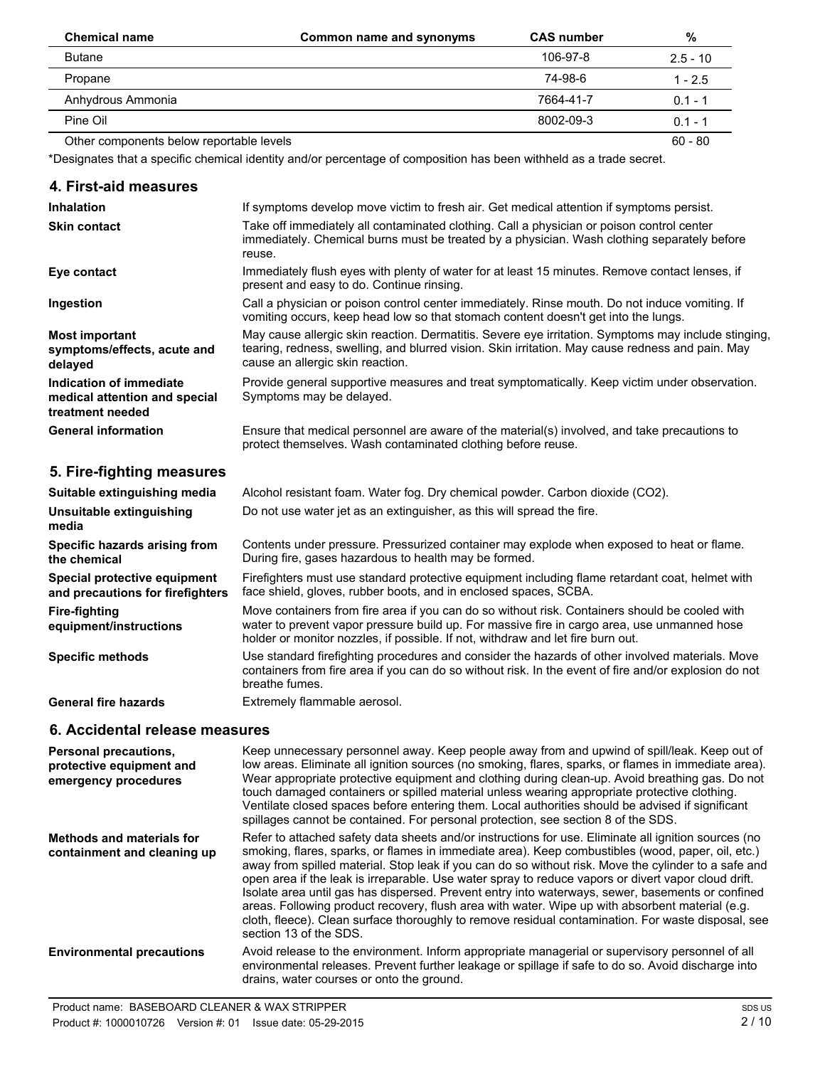| Chemical name | Common name and synonyms | CAS number | % |
|---|---|---|---|
| Butane | | 106-97-8 | 2.5 - 10 |
| Propane | | 74-98-6 | 1 - 2.5 |
| Anhydrous Ammonia | | 7664-41-7 | 0.1 - 1 |
| Pine Oil | | 8002-09-3 | 0.1 - 1 |
| Other components below reportable levels | | | 60 - 80 |

*Designates that a specific chemical identity and/or percentage of composition has been withheld as a trade secret.

## 4. First-aid measures

**Inhalation**
If symptoms develop move victim to fresh air. Get medical attention if symptoms persist.

**Skin contact**
Take off immediately all contaminated clothing. Call a physician or poison control center immediately. Chemical burns must be treated by a physician. Wash clothing separately before reuse.

**Eye contact**
Immediately flush eyes with plenty of water for at least 15 minutes. Remove contact lenses, if present and easy to do. Continue rinsing.

**Ingestion**
Call a physician or poison control center immediately. Rinse mouth. Do not induce vomiting. If vomiting occurs, keep head low so that stomach content doesn't get into the lungs.

**Most important symptoms/effects, acute and delayed**
May cause allergic skin reaction. Dermatitis. Severe eye irritation. Symptoms may include stinging, tearing, redness, swelling, and blurred vision. Skin irritation. May cause redness and pain. May cause an allergic skin reaction.

**Indication of immediate medical attention and special treatment needed**
Provide general supportive measures and treat symptomatically. Keep victim under observation. Symptoms may be delayed.

**General information**
Ensure that medical personnel are aware of the material(s) involved, and take precautions to protect themselves. Wash contaminated clothing before reuse.

## 5. Fire-fighting measures

**Suitable extinguishing media**
Alcohol resistant foam. Water fog. Dry chemical powder. Carbon dioxide ($CO_2$).

**Unsuitable extinguishing media**
Do not use water jet as an extinguisher, as this will spread the fire.

**Specific hazards arising from the chemical**
Contents under pressure. Pressurized container may explode when exposed to heat or flame. During fire, gases hazardous to health may be formed.

**Special protective equipment and precautions for firefighters**
Firefighters must use standard protective equipment including flame retardant coat, helmet with face shield, gloves, rubber boots, and in enclosed spaces, SCBA.

**Fire-fighting equipment/instructions**
Move containers from fire area if you can do so without risk. Containers should be cooled with water to prevent vapor pressure build up. For massive fire in cargo area, use unmanned hose holder or monitor nozzles, if possible. If not, withdraw and let fire burn out.

**Specific methods**
Use standard firefighting procedures and consider the hazards of other involved materials. Move containers from fire area if you can do so without risk. In the event of fire and/or explosion do not breathe fumes.

**General fire hazards**
Extremely flammable aerosol.

## 6. Accidental release measures

**Personal precautions, protective equipment and emergency procedures**
Keep unnecessary personnel away. Keep people away from and upwind of spill/leak. Keep out of low areas. Eliminate all ignition sources (no smoking, flares, sparks, or flames in immediate area). Wear appropriate protective equipment and clothing during clean-up. Avoid breathing gas. Do not touch damaged containers or spilled material unless wearing appropriate protective clothing. Ventilate closed spaces before entering them. Local authorities should be advised if significant spillages cannot be contained. For personal protection, see section 8 of the SDS.

**Methods and materials for containment and cleaning up**
Refer to attached safety data sheets and/or instructions for use. Eliminate all ignition sources (no smoking, flares, sparks, or flames in immediate area). Keep combustibles (wood, paper, oil, etc.) away from spilled material. Stop leak if you can do so without risk. Move the cylinder to a safe and open area if the leak is irreparable. Use water spray to reduce vapors or divert vapor cloud drift. Isolate area until gas has dispersed. Prevent entry into waterways, sewer, basements or confined areas. Following product recovery, flush area with water. Wipe up with absorbent material (e.g. cloth, fleece). Clean surface thoroughly to remove residual contamination. For waste disposal, see section 13 of the SDS.

**Environmental precautions**
Avoid release to the environment. Inform appropriate managerial or supervisory personnel of all environmental releases. Prevent further leakage or spillage if safe to do so. Avoid discharge into drains, water courses or onto the ground.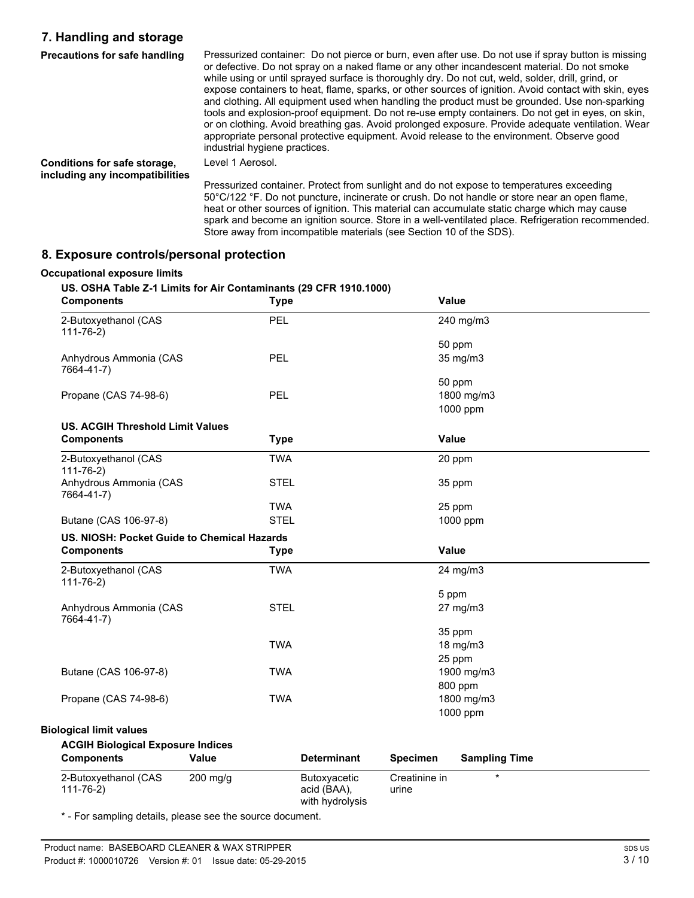## 7. Handling and storage

**Precautions for safe handling**

Pressurized container: Do not pierce or burn, even after use. Do not use if spray button is missing or defective. Do not spray on a naked flame or any other incandescent material. Do not smoke while using or until sprayed surface is thoroughly dry. Do not cut, weld, solder, drill, grind, or expose containers to heat, flame, sparks, or other sources of ignition. Avoid contact with skin, eyes and clothing. All equipment used when handling the product must be grounded. Use non-sparking tools and explosion-proof equipment. Do not re-use empty containers. Do not get in eyes, on skin, or on clothing. Avoid breathing gas. Avoid prolonged exposure. Provide adequate ventilation. Wear appropriate personal protective equipment. Avoid release to the environment. Observe good industrial hygiene practices.

**Conditions for safe storage, including any incompatibilities**

Level 1 Aerosol.

Pressurized container. Protect from sunlight and do not expose to temperatures exceeding 50°C/122 °F. Do not puncture, incinerate or crush. Do not handle or store near an open flame, heat or other sources of ignition. This material can accumulate static charge which may cause spark and become an ignition source. Store in a well-ventilated place. Refrigeration recommended. Store away from incompatible materials (see Section 10 of the SDS).

## 8. Exposure controls/personal protection

### Occupational exposure limits

**US. OSHA Table Z-1 Limits for Air Contaminants (29 CFR 1910.1000)**

| Components | Type | Value |
|---|---|---|
| 2-Butoxyethanol (CAS 111-76-2) | PEL | 240 mg/m3 |
| | | 50 ppm |
| Anhydrous Ammonia (CAS 7664-41-7) | PEL | 35 mg/m3 |
| | | 50 ppm |
| Propane (CAS 74-98-6) | PEL | 1800 mg/m3 |
| | | 1000 ppm |

**US. ACGIH Threshold Limit Values**

| Components | Type | Value |
|---|---|---|
| 2-Butoxyethanol (CAS 111-76-2) | TWA | 20 ppm |
| Anhydrous Ammonia (CAS 7664-41-7) | STEL | 35 ppm |
| | TWA | 25 ppm |
| Butane (CAS 106-97-8) | STEL | 1000 ppm |

**US. NIOSH: Pocket Guide to Chemical Hazards**

| Components | Type | Value |
|---|---|---|
| 2-Butoxyethanol (CAS 111-76-2) | TWA | 24 mg/m3 |
| | | 5 ppm |
| Anhydrous Ammonia (CAS 7664-41-7) | STEL | 27 mg/m3 |
| | | 35 ppm |
| | TWA | 18 mg/m3 |
| | | 25 ppm |
| Butane (CAS 106-97-8) | TWA | 1900 mg/m3 |
| | | 800 ppm |
| Propane (CAS 74-98-6) | TWA | 1800 mg/m3 |
| | | 1000 ppm |

### Biological limit values

**ACGIH Biological Exposure Indices**

| Components | Value | Determinant | Specimen | Sampling Time |
|---|---|---|---|---|
| 2-Butoxyethanol (CAS 111-76-2) | 200 mg/g | Butoxyacetic acid (BAA), with hydrolysis | Creatinine in urine | * |

* - For sampling details, please see the source document.

Product name: BASEBOARD CLEANER & WAX STRIPPER
Product #: 1000010726 Version #: 01 Issue date: 05-29-2015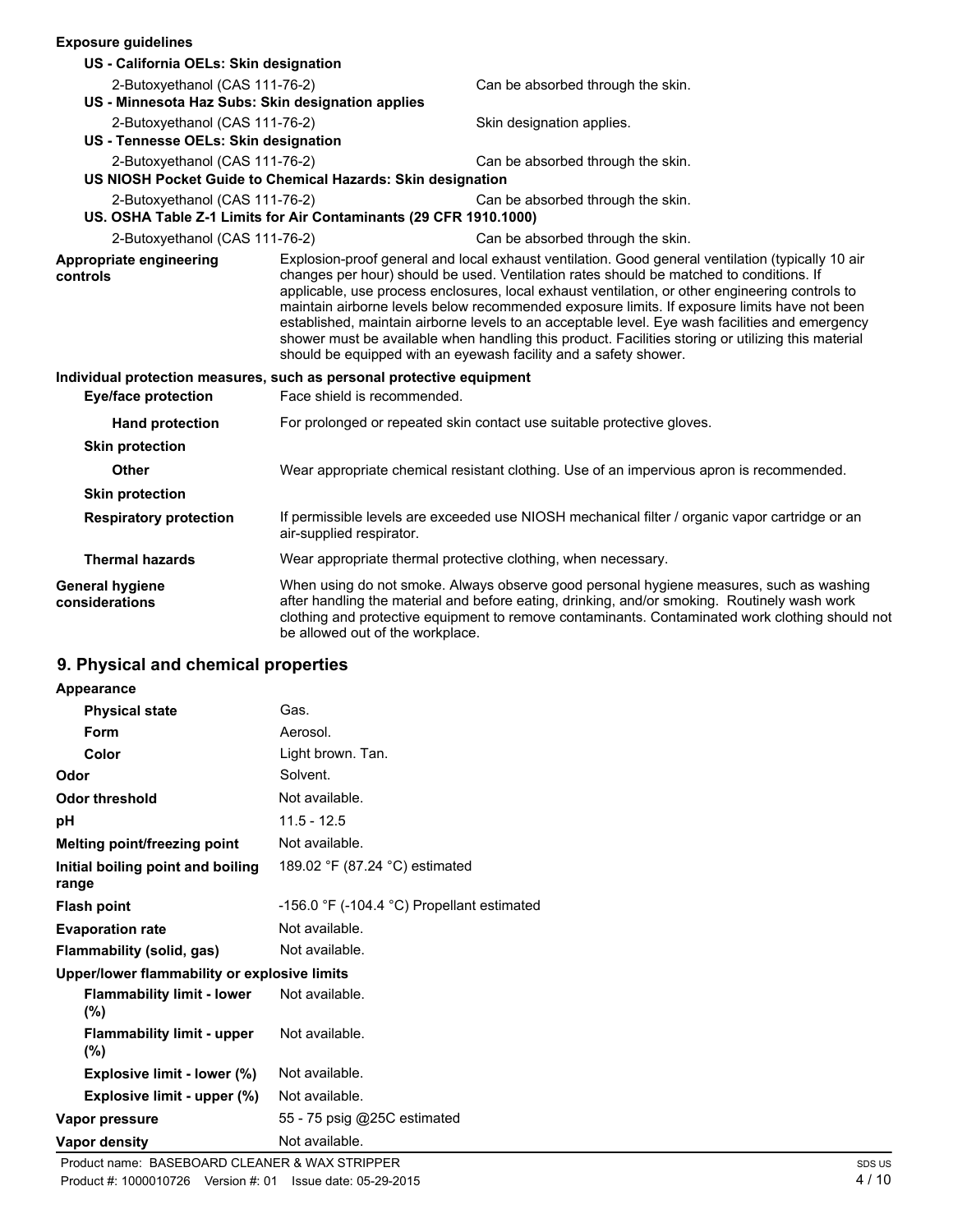**Exposure guidelines**

**US - California OELs: Skin designation**

| | |
|---|---|
| 2-Butoxyethanol (CAS 111-76-2) | Can be absorbed through the skin. |

**US - Minnesota Haz Subs: Skin designation applies**

| | |
|---|---|
| 2-Butoxyethanol (CAS 111-76-2) | Skin designation applies. |

**US - Tennesse OELs: Skin designation**

| | |
|---|---|
| 2-Butoxyethanol (CAS 111-76-2) | Can be absorbed through the skin. |

**US NIOSH Pocket Guide to Chemical Hazards: Skin designation**

| | |
|---|---|
| 2-Butoxyethanol (CAS 111-76-2) | Can be absorbed through the skin. |

**US. OSHA Table Z-1 Limits for Air Contaminants (29 CFR 1910.1000)**

| | |
|---|---|
| 2-Butoxyethanol (CAS 111-76-2) | Can be absorbed through the skin. |

**Appropriate engineering controls**

Explosion-proof general and local exhaust ventilation. Good general ventilation (typically 10 air changes per hour) should be used. Ventilation rates should be matched to conditions. If applicable, use process enclosures, local exhaust ventilation, or other engineering controls to maintain airborne levels below recommended exposure limits. If exposure limits have not been established, maintain airborne levels to an acceptable level. Eye wash facilities and emergency shower must be available when handling this product. Facilities storing or utilizing this material should be equipped with an eyewash facility and a safety shower.

**Individual protection measures, such as personal protective equipment**

**Eye/face protection**
Face shield is recommended.

**Hand protection**
For prolonged or repeated skin contact use suitable protective gloves.

**Skin protection**

**Other**
Wear appropriate chemical resistant clothing. Use of an impervious apron is recommended.

**Skin protection**

**Respiratory protection**
If permissible levels are exceeded use NIOSH mechanical filter / organic vapor cartridge or an air-supplied respirator.

**Thermal hazards**
Wear appropriate thermal protective clothing, when necessary.

**General hygiene considerations**
When using do not smoke. Always observe good personal hygiene measures, such as washing after handling the material and before eating, drinking, and/or smoking. Routinely wash work clothing and protective equipment to remove contaminants. Contaminated work clothing should not be allowed out of the workplace.

## 9. Physical and chemical properties

**Appearance**

| | |
|---|---|
| **Physical state** | Gas. |
| **Form** | Aerosol. |
| **Color** | Light brown. Tan. |
| **Odor** | Solvent. |
| **Odor threshold** | Not available. |
| **pH** | 11.5 - 12.5 |
| **Melting point/freezing point** | Not available. |
| **Initial boiling point and boiling range** | 189.02 °F (87.24 °C) estimated |
| **Flash point** | -156.0 °F (-104.4 °C) Propellant estimated |
| **Evaporation rate** | Not available. |
| **Flammability (solid, gas)** | Not available. |

**Upper/lower flammability or explosive limits**

| | |
|---|---|
| **Flammability limit - lower (%)** | Not available. |
| **Flammability limit - upper (%)** | Not available. |
| **Explosive limit - lower (%)** | Not available. |
| **Explosive limit - upper (%)** | Not available. |
| **Vapor pressure** | 55 - 75 psig @25C estimated |
| **Vapor density** | Not available. |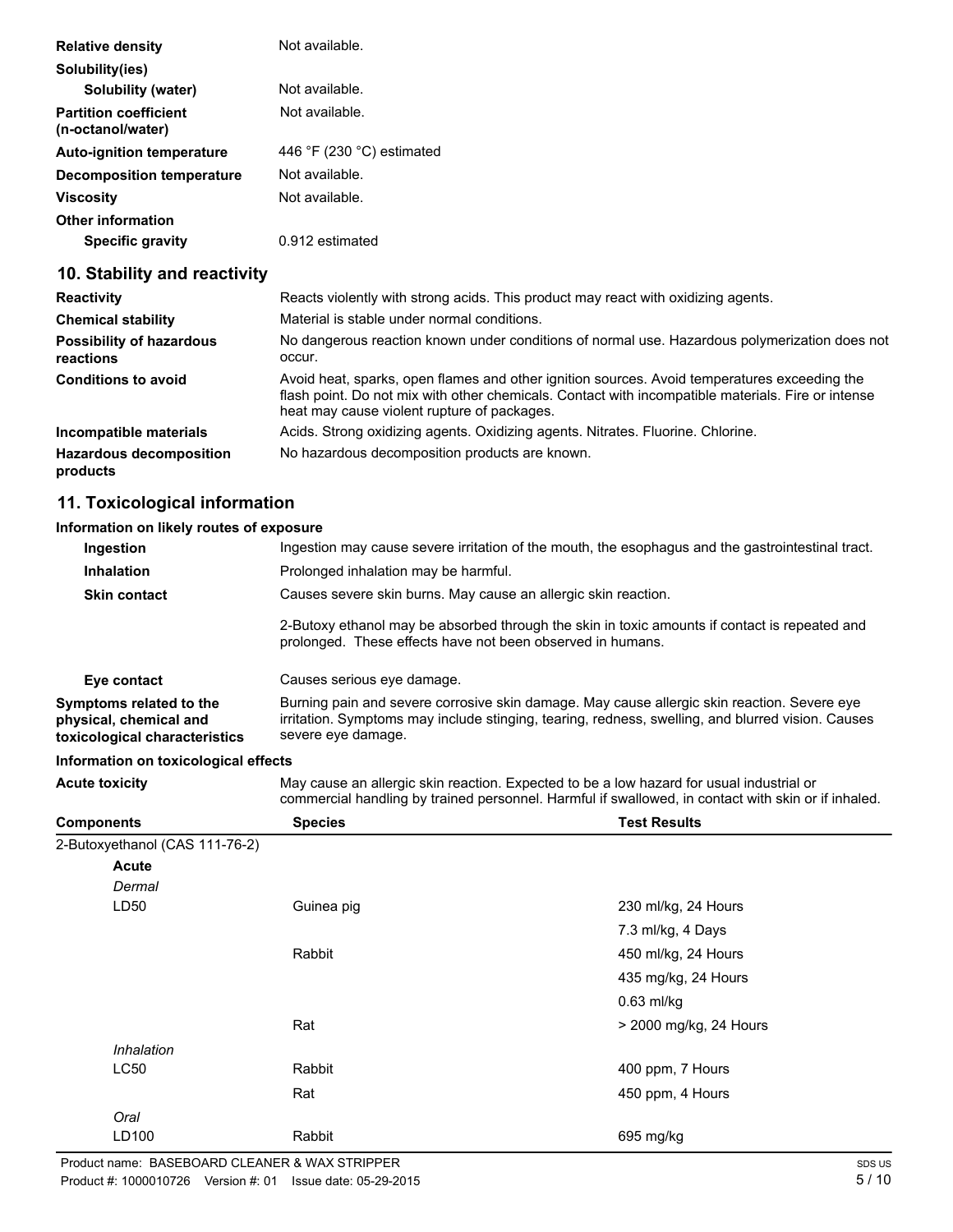| | |
|---|---|
| **Relative density** | Not available. |
| **Solubility(ies)** | |
| **Solubility (water)** | Not available. |
| **Partition coefficient (n-octanol/water)** | Not available. |
| **Auto-ignition temperature** | 446 °F (230 °C) estimated |
| **Decomposition temperature** | Not available. |
| **Viscosity** | Not available. |
| **Other information** | |
| **Specific gravity** | 0.912 estimated |

## 10. Stability and reactivity

| | |
|---|---|
| **Reactivity** | Reacts violently with strong acids. This product may react with oxidizing agents. |
| **Chemical stability** | Material is stable under normal conditions. |
| **Possibility of hazardous reactions** | No dangerous reaction known under conditions of normal use. Hazardous polymerization does not occur. |
| **Conditions to avoid** | Avoid heat, sparks, open flames and other ignition sources. Avoid temperatures exceeding the flash point. Do not mix with other chemicals. Contact with incompatible materials. Fire or intense heat may cause violent rupture of packages. |
| **Incompatible materials** | Acids. Strong oxidizing agents. Oxidizing agents. Nitrates. Fluorine. Chlorine. |
| **Hazardous decomposition products** | No hazardous decomposition products are known. |

## 11. Toxicological information

**Information on likely routes of exposure**

| | |
|---|---|
| **Ingestion** | Ingestion may cause severe irritation of the mouth, the esophagus and the gastrointestinal tract. |
| **Inhalation** | Prolonged inhalation may be harmful. |
| **Skin contact** | Causes severe skin burns. May cause an allergic skin reaction.<br><br>2-Butoxy ethanol may be absorbed through the skin in toxic amounts if contact is repeated and prolonged. These effects have not been observed in humans. |
| **Eye contact** | Causes serious eye damage. |
| **Symptoms related to the physical, chemical and toxicological characteristics** | Burning pain and severe corrosive skin damage. May cause allergic skin reaction. Severe eye irritation. Symptoms may include stinging, tearing, redness, swelling, and blurred vision. Causes severe eye damage. |

**Information on toxicological effects**

| | |
|---|---|
| **Acute toxicity** | May cause an allergic skin reaction. Expected to be a low hazard for usual industrial or commercial handling by trained personnel. Harmful if swallowed, in contact with skin or if inhaled. |

| Components | Species | Test Results |
|---|---|---|
| 2-Butoxyethanol (CAS 111-76-2) | | |
| **Acute** | | |
| *Dermal* | | |
| LD50 | Guinea pig | 230 ml/kg, 24 Hours |
| | | 7.3 ml/kg, 4 Days |
| | Rabbit | 450 ml/kg, 24 Hours |
| | | 435 mg/kg, 24 Hours |
| | | 0.63 ml/kg |
| | Rat | > 2000 mg/kg, 24 Hours |
| *Inhalation* | | |
| LC50 | Rabbit | 400 ppm, 7 Hours |
| | Rat | 450 ppm, 4 Hours |
| *Oral* | | |
| LD100 | Rabbit | 695 mg/kg |

Product name: BASEBOARD CLEANER & WAX STRIPPER
Product #: 1000010726 Version #: 01 Issue date: 05-29-2015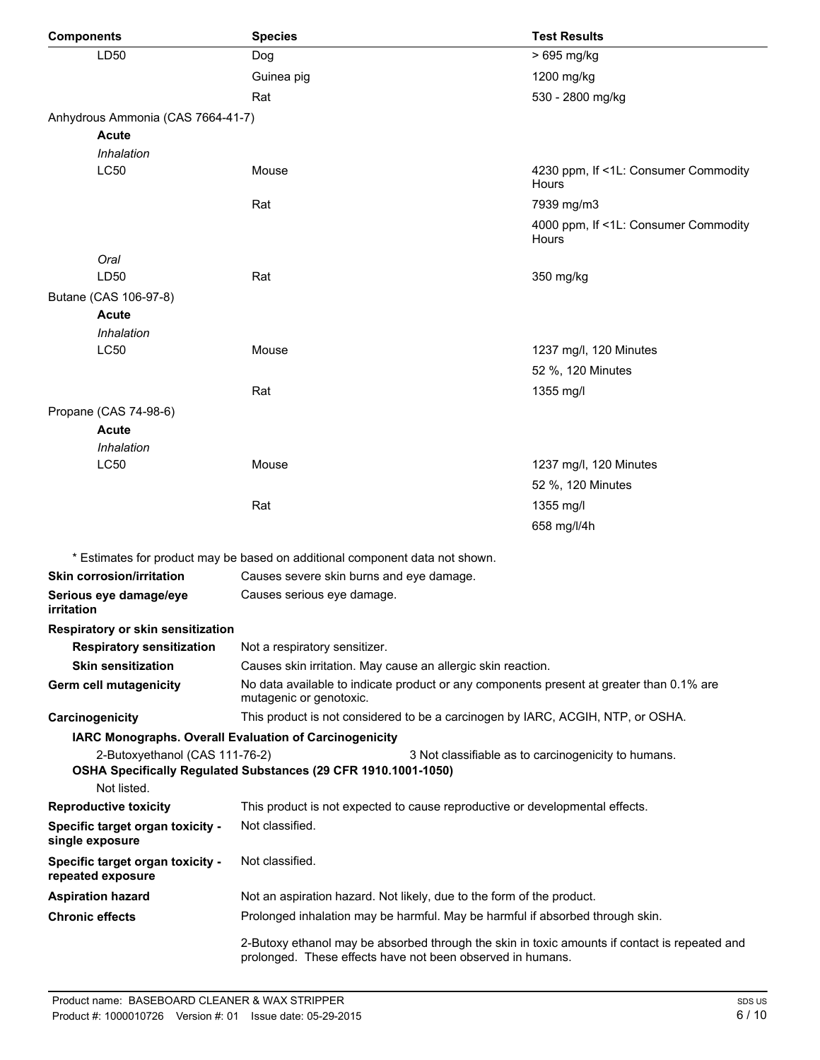| Components | Species | Test Results |
|---|---|---|
| LD50 | Dog | > 695 mg/kg |
| | Guinea pig | 1200 mg/kg |
| | Rat | 530 - 2800 mg/kg |
| Anhydrous Ammonia (CAS 7664-41-7) | | |
| **Acute** | | |
| *Inhalation* | | |
| LC50 | Mouse | 4230 ppm, If <1L: Consumer Commodity Hours |
| | Rat | 7939 mg/m3 |
| | | 4000 ppm, If <1L: Consumer Commodity Hours |
| *Oral* | | |
| LD50 | Rat | 350 mg/kg |
| Butane (CAS 106-97-8) | | |
| **Acute** | | |
| *Inhalation* | | |
| LC50 | Mouse | 1237 mg/l, 120 Minutes |
| | | 52 %, 120 Minutes |
| | Rat | 1355 mg/l |
| Propane (CAS 74-98-6) | | |
| **Acute** | | |
| *Inhalation* | | |
| LC50 | Mouse | 1237 mg/l, 120 Minutes |
| | | 52 %, 120 Minutes |
| | Rat | 1355 mg/l |
| | | 658 mg/l/4h |

* Estimates for product may be based on additional component data not shown.

**Skin corrosion/irritation** Causes severe skin burns and eye damage.

**Serious eye damage/eye irritation** Causes serious eye damage.

**Respiratory or skin sensitization**

**Respiratory sensitization** Not a respiratory sensitizer.

**Skin sensitization** Causes skin irritation. May cause an allergic skin reaction.

**Germ cell mutagenicity** No data available to indicate product or any components present at greater than 0.1% are mutagenic or genotoxic.

**Carcinogenicity** This product is not considered to be a carcinogen by IARC, ACGIH, NTP, or OSHA.

**IARC Monographs. Overall Evaluation of Carcinogenicity**

2-Butoxyethanol (CAS 111-76-2) 3 Not classifiable as to carcinogenicity to humans.

**OSHA Specifically Regulated Substances (29 CFR 1910.1001-1050)**

Not listed.

**Reproductive toxicity** This product is not expected to cause reproductive or developmental effects.

**Specific target organ toxicity - single exposure** Not classified.

**Specific target organ toxicity - repeated exposure** Not classified.

**Aspiration hazard** Not an aspiration hazard. Not likely, due to the form of the product.

**Chronic effects** Prolonged inhalation may be harmful. May be harmful if absorbed through skin.

2-Butoxy ethanol may be absorbed through the skin in toxic amounts if contact is repeated and prolonged. These effects have not been observed in humans.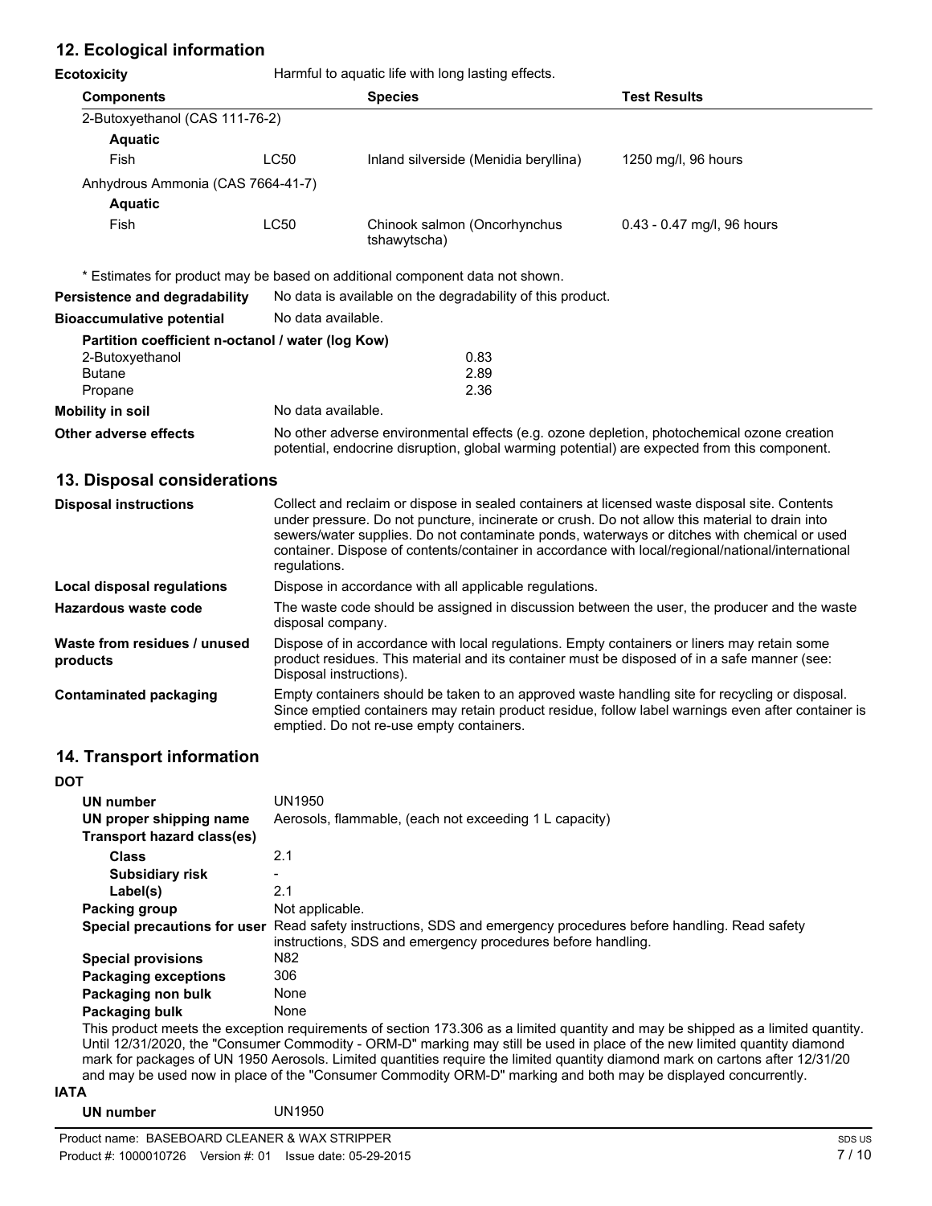## 12. Ecological information

**Ecotoxicity** Harmful to aquatic life with long lasting effects.

| Components | | Species | Test Results |
|---|---|---|---|
| 2-Butoxyethanol (CAS 111-76-2) | | | |
| **Aquatic** | | | |
| Fish | LC50 | Inland silverside (Menidia beryllina) | 1250 mg/l, 96 hours |
| Anhydrous Ammonia (CAS 7664-41-7) | | | |
| **Aquatic** | | | |
| Fish | LC50 | Chinook salmon (Oncorhynchus tshawytscha) | 0.43 - 0.47 mg/l, 96 hours |

* Estimates for product may be based on additional component data not shown.

**Persistence and degradability** No data is available on the degradability of this product.

**Bioaccumulative potential** No data available.

**Partition coefficient n-octanol / water (log Kow)**

| | |
|---|---|
| 2-Butoxyethanol | 0.83 |
| Butane | 2.89 |
| Propane | 2.36 |

**Mobility in soil** No data available.

**Other adverse effects** No other adverse environmental effects (e.g. ozone depletion, photochemical ozone creation potential, endocrine disruption, global warming potential) are expected from this component.

## 13. Disposal considerations

**Disposal instructions** Collect and reclaim or dispose in sealed containers at licensed waste disposal site. Contents under pressure. Do not puncture, incinerate or crush. Do not allow this material to drain into sewers/water supplies. Do not contaminate ponds, waterways or ditches with chemical or used container. Dispose of contents/container in accordance with local/regional/national/international regulations.

**Local disposal regulations** Dispose in accordance with all applicable regulations.

**Hazardous waste code** The waste code should be assigned in discussion between the user, the producer and the waste disposal company.

**Waste from residues / unused products** Dispose of in accordance with local regulations. Empty containers or liners may retain some product residues. This material and its container must be disposed of in a safe manner (see: Disposal instructions).

**Contaminated packaging** Empty containers should be taken to an approved waste handling site for recycling or disposal. Since emptied containers may retain product residue, follow label warnings even after container is emptied. Do not re-use empty containers.

## 14. Transport information

**DOT**

**UN number** UN1950

**UN proper shipping name** Aerosols, flammable, (each not exceeding 1 L capacity)

**Transport hazard class(es)**

**Class** 2.1

**Subsidiary risk** -

**Label(s)** 2.1

**Packing group** Not applicable.

**Special precautions for user** Read safety instructions, SDS and emergency procedures before handling. Read safety instructions, SDS and emergency procedures before handling.

**Special provisions** N82

**Packaging exceptions** 306

**Packaging non bulk** None

**Packaging bulk** None

This product meets the exception requirements of section 173.306 as a limited quantity and may be shipped as a limited quantity. Until 12/31/2020, the "Consumer Commodity - ORM-D" marking may still be used in place of the new limited quantity diamond mark for packages of UN 1950 Aerosols. Limited quantities require the limited quantity diamond mark on cartons after 12/31/20 and may be used now in place of the "Consumer Commodity ORM-D" marking and both may be displayed concurrently.

**IATA**

**UN number** UN1950

Product name: BASEBOARD CLEANER & WAX STRIPPER
Product #: 1000010726 Version #: 01 Issue date: 05-29-2015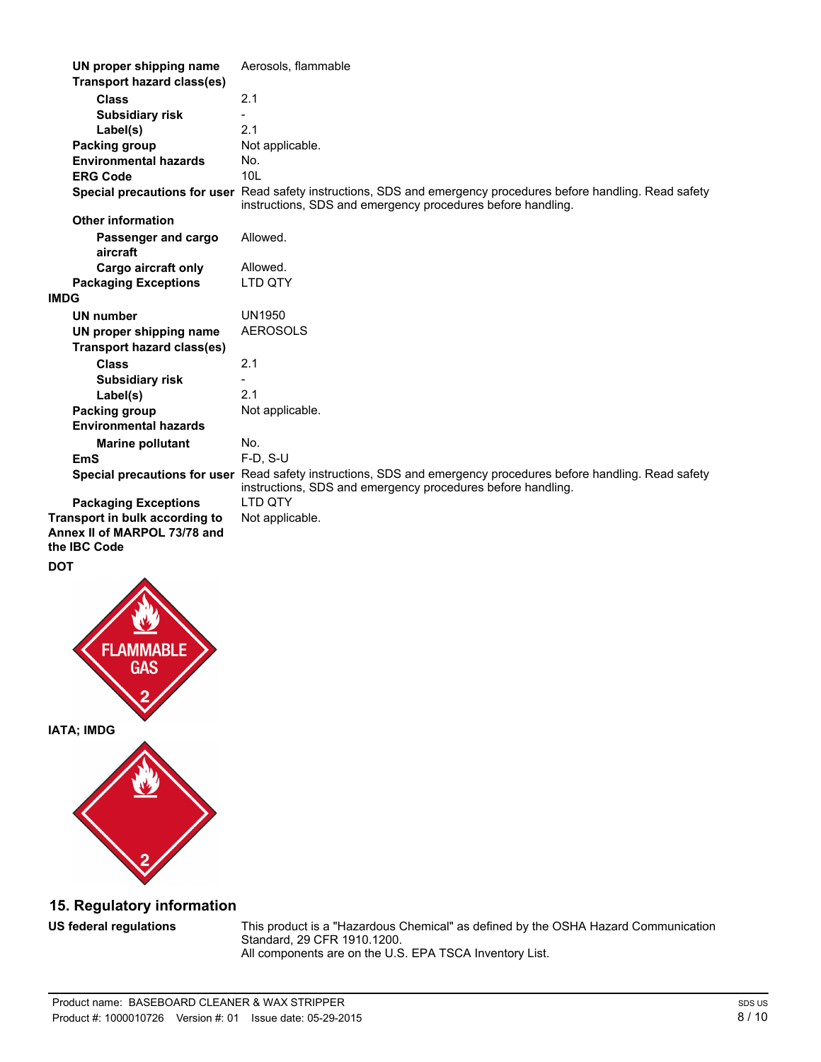| | |
|---|---|
| **UN proper shipping name** | Aerosols, flammable |
| **Transport hazard class(es)** | |
| **Class** | 2.1 |
| **Subsidiary risk** | - |
| **Label(s)** | 2.1 |
| **Packing group** | Not applicable. |
| **Environmental hazards** | No. |
| **ERG Code** | 10L |
| **Special precautions for user** | Read safety instructions, SDS and emergency procedures before handling. Read safety instructions, SDS and emergency procedures before handling. |
| **Other information** | |
| **Passenger and cargo aircraft** | Allowed. |
| **Cargo aircraft only** | Allowed. |
| **Packaging Exceptions** | LTD QTY |

**IMDG**

| | |
|---|---|
| **UN number** | UN1950 |
| **UN proper shipping name** | AEROSOLS |
| **Transport hazard class(es)** | |
| **Class** | 2.1 |
| **Subsidiary risk** | - |
| **Label(s)** | 2.1 |
| **Packing group** | Not applicable. |
| **Environmental hazards** | |
| **Marine pollutant** | No. |
| **EmS** | F-D, S-U |
| **Special precautions for user** | Read safety instructions, SDS and emergency procedures before handling. Read safety instructions, SDS and emergency procedures before handling. |
| **Packaging Exceptions** | LTD QTY |
| **Transport in bulk according to Annex II of MARPOL 73/78 and the IBC Code** | Not applicable. |

**DOT**

**IATA; IMDG**

## 15. Regulatory information

**US federal regulations** This product is a "Hazardous Chemical" as defined by the OSHA Hazard Communication Standard, 29 CFR 1910.1200.
All components are on the U.S. EPA TSCA Inventory List.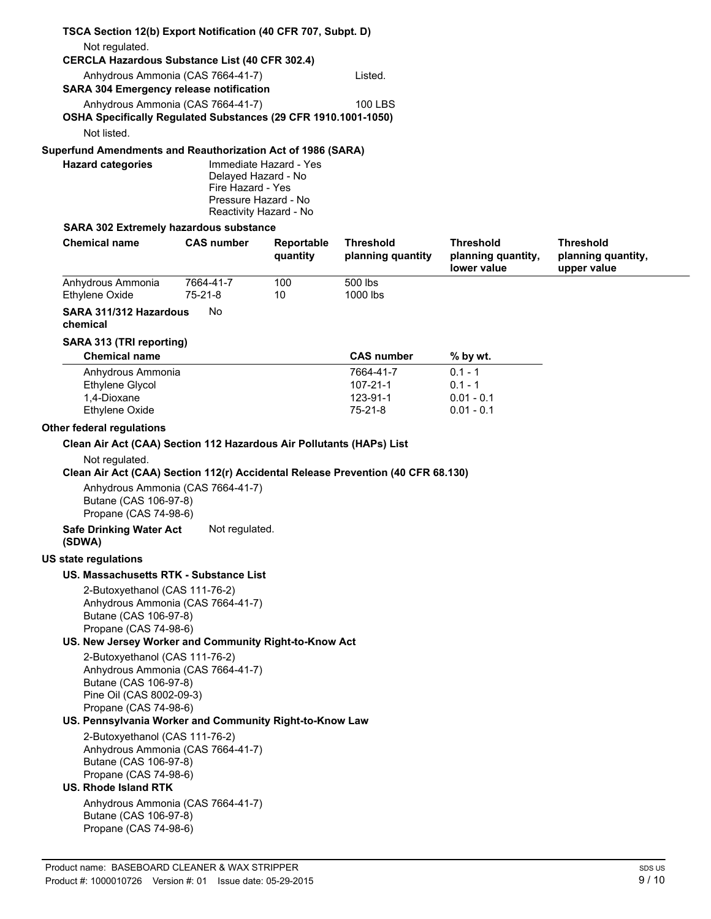**TSCA Section 12(b) Export Notification (40 CFR 707, Subpt. D)**

Not regulated.

**CERCLA Hazardous Substance List (40 CFR 302.4)**

Anhydrous Ammonia (CAS 7664-41-7) Listed.

**SARA 304 Emergency release notification**

Anhydrous Ammonia (CAS 7664-41-7) 100 LBS

**OSHA Specifically Regulated Substances (29 CFR 1910.1001-1050)**

Not listed.

**Superfund Amendments and Reauthorization Act of 1986 (SARA)**

**Hazard categories**

Immediate Hazard - Yes
Delayed Hazard - No
Fire Hazard - Yes
Pressure Hazard - No
Reactivity Hazard - No

**SARA 302 Extremely hazardous substance**

| Chemical name | CAS number | Reportable quantity | Threshold planning quantity | Threshold planning quantity, lower value | Threshold planning quantity, upper value |
|---|---|---|---|---|---|
| Anhydrous Ammonia | 7664-41-7 | 100 | 500 lbs | | |
| Ethylene Oxide | 75-21-8 | 10 | 1000 lbs | | |

**SARA 311/312 Hazardous chemical** No

**SARA 313 (TRI reporting)**

| Chemical name | CAS number | % by wt. |
|---|---|---|
| Anhydrous Ammonia | 7664-41-7 | 0.1 - 1 |
| Ethylene Glycol | 107-21-1 | 0.1 - 1 |
| 1,4-Dioxane | 123-91-1 | 0.01 - 0.1 |
| Ethylene Oxide | 75-21-8 | 0.01 - 0.1 |

**Other federal regulations**

**Clean Air Act (CAA) Section 112 Hazardous Air Pollutants (HAPs) List**

Not regulated.

**Clean Air Act (CAA) Section 112(r) Accidental Release Prevention (40 CFR 68.130)**

Anhydrous Ammonia (CAS 7664-41-7)
Butane (CAS 106-97-8)
Propane (CAS 74-98-6)

**Safe Drinking Water Act (SDWA)** Not regulated.

**US state regulations**

**US. Massachusetts RTK - Substance List**

2-Butoxyethanol (CAS 111-76-2)
Anhydrous Ammonia (CAS 7664-41-7)
Butane (CAS 106-97-8)
Propane (CAS 74-98-6)

**US. New Jersey Worker and Community Right-to-Know Act**

2-Butoxyethanol (CAS 111-76-2)
Anhydrous Ammonia (CAS 7664-41-7)
Butane (CAS 106-97-8)
Pine Oil (CAS 8002-09-3)
Propane (CAS 74-98-6)

**US. Pennsylvania Worker and Community Right-to-Know Law**

2-Butoxyethanol (CAS 111-76-2)
Anhydrous Ammonia (CAS 7664-41-7)
Butane (CAS 106-97-8)
Propane (CAS 74-98-6)

**US. Rhode Island RTK**

Anhydrous Ammonia (CAS 7664-41-7)
Butane (CAS 106-97-8)
Propane (CAS 74-98-6)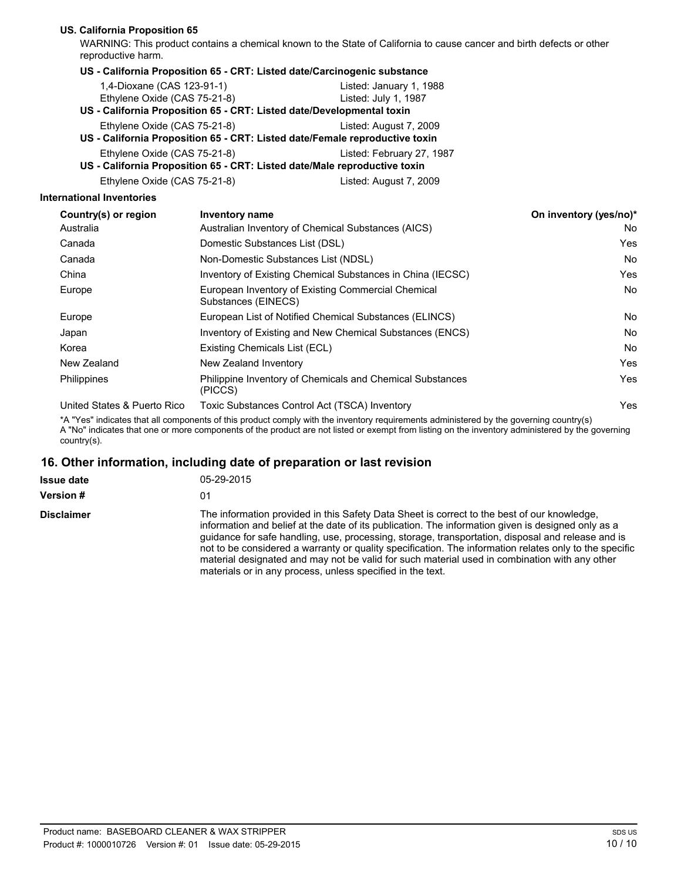**US. California Proposition 65**

WARNING: This product contains a chemical known to the State of California to cause cancer and birth defects or other reproductive harm.

**US - California Proposition 65 - CRT: Listed date/Carcinogenic substance**

| | |
|---|---|
| 1,4-Dioxane (CAS 123-91-1) | Listed: January 1, 1988 |
| Ethylene Oxide (CAS 75-21-8) | Listed: July 1, 1987 |

**US - California Proposition 65 - CRT: Listed date/Developmental toxin**

| | |
|---|---|
| Ethylene Oxide (CAS 75-21-8) | Listed: August 7, 2009 |

**US - California Proposition 65 - CRT: Listed date/Female reproductive toxin**

| | |
|---|---|
| Ethylene Oxide (CAS 75-21-8) | Listed: February 27, 1987 |

**US - California Proposition 65 - CRT: Listed date/Male reproductive toxin**

| | |
|---|---|
| Ethylene Oxide (CAS 75-21-8) | Listed: August 7, 2009 |

**International Inventories**

| Country(s) or region | Inventory name | On inventory (yes/no)* |
|---|---|---|
| Australia | Australian Inventory of Chemical Substances (AICS) | No |
| Canada | Domestic Substances List (DSL) | Yes |
| Canada | Non-Domestic Substances List (NDSL) | No |
| China | Inventory of Existing Chemical Substances in China (IECSC) | Yes |
| Europe | European Inventory of Existing Commercial Chemical Substances (EINECS) | No |
| Europe | European List of Notified Chemical Substances (ELINCS) | No |
| Japan | Inventory of Existing and New Chemical Substances (ENCS) | No |
| Korea | Existing Chemicals List (ECL) | No |
| New Zealand | New Zealand Inventory | Yes |
| Philippines | Philippine Inventory of Chemicals and Chemical Substances (PICCS) | Yes |
| United States & Puerto Rico | Toxic Substances Control Act (TSCA) Inventory | Yes |

*A "Yes" indicates that all components of this product comply with the inventory requirements administered by the governing country(s)
A "No" indicates that one or more components of the product are not listed or exempt from listing on the inventory administered by the governing country(s).

## 16. Other information, including date of preparation or last revision

**Issue date** 05-29-2015

**Version #** 01

**Disclaimer** The information provided in this Safety Data Sheet is correct to the best of our knowledge, information and belief at the date of its publication. The information given is designed only as a guidance for safe handling, use, processing, storage, transportation, disposal and release and is not to be considered a warranty or quality specification. The information relates only to the specific material designated and may not be valid for such material used in combination with any other materials or in any process, unless specified in the text.